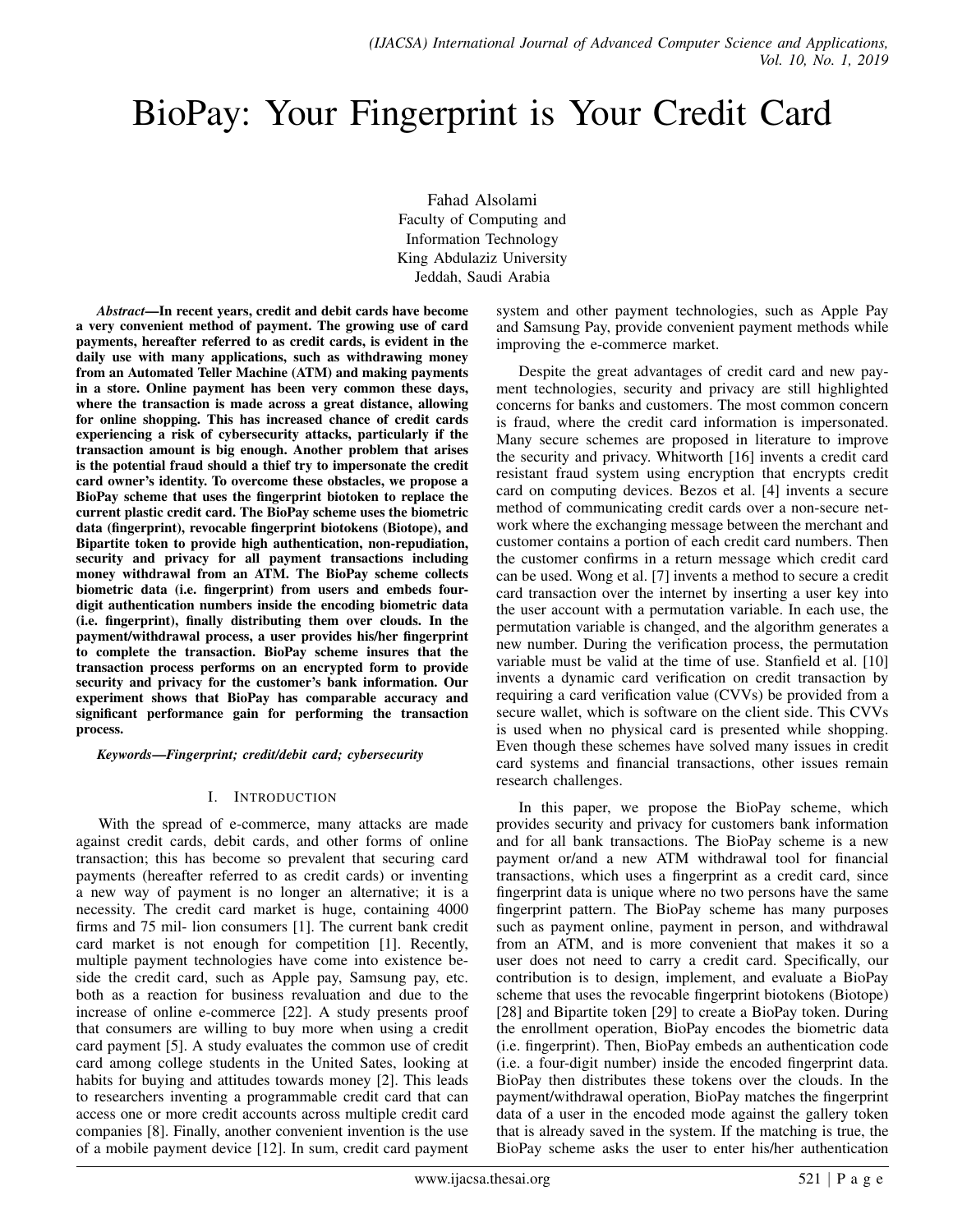# BioPay: Your Fingerprint is Your Credit Card

Fahad Alsolami
Faculty of Computing and
Information Technology
King Abdulaziz University
Jeddah, Saudi Arabia

***Abstract*—In recent years, credit and debit cards have become a very convenient method of payment. The growing use of card payments, hereafter referred to as credit cards, is evident in the daily use with many applications, such as withdrawing money from an Automated Teller Machine (ATM) and making payments in a store. Online payment has been very common these days, where the transaction is made across a great distance, allowing for online shopping. This has increased chance of credit cards experiencing a risk of cybersecurity attacks, particularly if the transaction amount is big enough. Another problem that arises is the potential fraud should a thief try to impersonate the credit card owner's identity. To overcome these obstacles, we propose a BioPay scheme that uses the fingerprint biotoken to replace the current plastic credit card. The BioPay scheme uses the biometric data (fingerprint), revocable fingerprint biotokens (Biotope), and Bipartite token to provide high authentication, non-repudiation, security and privacy for all payment transactions including money withdrawal from an ATM. The BioPay scheme collects biometric data (i.e. fingerprint) from users and embeds four-digit authentication numbers inside the encoding biometric data (i.e. fingerprint), finally distributing them over clouds. In the payment/withdrawal process, a user provides his/her fingerprint to complete the transaction. BioPay scheme insures that the transaction process performs on an encrypted form to provide security and privacy for the customer's bank information. Our experiment shows that BioPay has comparable accuracy and significant performance gain for performing the transaction process.**

***Keywords*—Fingerprint; credit/debit card; cybersecurity**

## I. Introduction

With the spread of e-commerce, many attacks are made against credit cards, debit cards, and other forms of online transaction; this has become so prevalent that securing card payments (hereafter referred to as credit cards) or inventing a new way of payment is no longer an alternative; it is a necessity. The credit card market is huge, containing 4000 firms and 75 mil- lion consumers [1]. The current bank credit card market is not enough for competition [1]. Recently, multiple payment technologies have come into existence beside the credit card, such as Apple pay, Samsung pay, etc. both as a reaction for business revaluation and due to the increase of online e-commerce [22]. A study presents proof that consumers are willing to buy more when using a credit card payment [5]. A study evaluates the common use of credit card among college students in the United Sates, looking at habits for buying and attitudes towards money [2]. This leads to researchers inventing a programmable credit card that can access one or more credit accounts across multiple credit card companies [8]. Finally, another convenient invention is the use of a mobile payment device [12]. In sum, credit card payment system and other payment technologies, such as Apple Pay and Samsung Pay, provide convenient payment methods while improving the e-commerce market.

Despite the great advantages of credit card and new payment technologies, security and privacy are still highlighted concerns for banks and customers. The most common concern is fraud, where the credit card information is impersonated. Many secure schemes are proposed in literature to improve the security and privacy. Whitworth [16] invents a credit card resistant fraud system using encryption that encrypts credit card on computing devices. Bezos et al. [4] invents a secure method of communicating credit cards over a non-secure network where the exchanging message between the merchant and customer contains a portion of each credit card numbers. Then the customer confirms in a return message which credit card can be used. Wong et al. [7] invents a method to secure a credit card transaction over the internet by inserting a user key into the user account with a permutation variable. In each use, the permutation variable is changed, and the algorithm generates a new number. During the verification process, the permutation variable must be valid at the time of use. Stanfield et al. [10] invents a dynamic card verification on credit transaction by requiring a card verification value (CVVs) be provided from a secure wallet, which is software on the client side. This CVVs is used when no physical card is presented while shopping. Even though these schemes have solved many issues in credit card systems and financial transactions, other issues remain research challenges.

In this paper, we propose the BioPay scheme, which provides security and privacy for customers bank information and for all bank transactions. The BioPay scheme is a new payment or/and a new ATM withdrawal tool for financial transactions, which uses a fingerprint as a credit card, since fingerprint data is unique where no two persons have the same fingerprint pattern. The BioPay scheme has many purposes such as payment online, payment in person, and withdrawal from an ATM, and is more convenient that makes it so a user does not need to carry a credit card. Specifically, our contribution is to design, implement, and evaluate a BioPay scheme that uses the revocable fingerprint biotokens (Biotope) [28] and Bipartite token [29] to create a BioPay token. During the enrollment operation, BioPay encodes the biometric data (i.e. fingerprint). Then, BioPay embeds an authentication code (i.e. a four-digit number) inside the encoded fingerprint data. BioPay then distributes these tokens over the clouds. In the payment/withdrawal operation, BioPay matches the fingerprint data of a user in the encoded mode against the gallery token that is already saved in the system. If the matching is true, the BioPay scheme asks the user to enter his/her authentication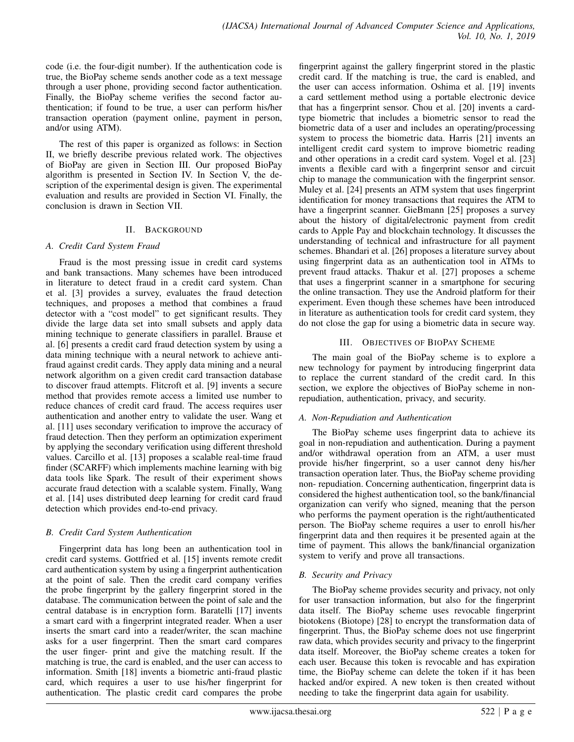code (i.e. the four-digit number). If the authentication code is true, the BioPay scheme sends another code as a text message through a user phone, providing second factor authentication. Finally, the BioPay scheme verifies the second factor authentication; if found to be true, a user can perform his/her transaction operation (payment online, payment in person, and/or using ATM).

The rest of this paper is organized as follows: in Section II, we briefly describe previous related work. The objectives of BioPay are given in Section III. Our proposed BioPay algorithm is presented in Section IV. In Section V, the description of the experimental design is given. The experimental evaluation and results are provided in Section VI. Finally, the conclusion is drawn in Section VII.

## II. Background

### A. Credit Card System Fraud

Fraud is the most pressing issue in credit card systems and bank transactions. Many schemes have been introduced in literature to detect fraud in a credit card system. Chan et al. [3] provides a survey, evaluates the fraud detection techniques, and proposes a method that combines a fraud detector with a "cost model" to get significant results. They divide the large data set into small subsets and apply data mining technique to generate classifiers in parallel. Brause et al. [6] presents a credit card fraud detection system by using a data mining technique with a neural network to achieve anti-fraud against credit cards. They apply data mining and a neural network algorithm on a given credit card transaction database to discover fraud attempts. Flitcroft et al. [9] invents a secure method that provides remote access a limited use number to reduce chances of credit card fraud. The access requires user authentication and another entry to validate the user. Wang et al. [11] uses secondary verification to improve the accuracy of fraud detection. Then they perform an optimization experiment by applying the secondary verification using different threshold values. Carcillo et al. [13] proposes a scalable real-time fraud finder (SCARFF) which implements machine learning with big data tools like Spark. The result of their experiment shows accurate fraud detection with a scalable system. Finally, Wang et al. [14] uses distributed deep learning for credit card fraud detection which provides end-to-end privacy.

### B. Credit Card System Authentication

Fingerprint data has long been an authentication tool in credit card systems. Gottfried et al. [15] invents remote credit card authentication system by using a fingerprint authentication at the point of sale. Then the credit card company verifies the probe fingerprint by the gallery fingerprint stored in the database. The communication between the point of sale and the central database is in encryption form. Baratelli [17] invents a smart card with a fingerprint integrated reader. When a user inserts the smart card into a reader/writer, the scan machine asks for a user fingerprint. Then the smart card compares the user finger- print and give the matching result. If the matching is true, the card is enabled, and the user can access to information. Smith [18] invents a biometric anti-fraud plastic card, which requires a user to use his/her fingerprint for authentication. The plastic credit card compares the probe fingerprint against the gallery fingerprint stored in the plastic credit card. If the matching is true, the card is enabled, and the user can access information. Oshima et al. [19] invents a card settlement method using a portable electronic device that has a fingerprint sensor. Chou et al. [20] invents a card-type biometric that includes a biometric sensor to read the biometric data of a user and includes an operating/processing system to process the biometric data. Harris [21] invents an intelligent credit card system to improve biometric reading and other operations in a credit card system. Vogel et al. [23] invents a flexible card with a fingerprint sensor and circuit chip to manage the communication with the fingerprint sensor. Muley et al. [24] presents an ATM system that uses fingerprint identification for money transactions that requires the ATM to have a fingerprint scanner. GieBmann [25] proposes a survey about the history of digital/electronic payment from credit cards to Apple Pay and blockchain technology. It discusses the understanding of technical and infrastructure for all payment schemes. Bhandari et al. [26] proposes a literature survey about using fingerprint data as an authentication tool in ATMs to prevent fraud attacks. Thakur et al. [27] proposes a scheme that uses a fingerprint scanner in a smartphone for securing the online transaction. They use the Android platform for their experiment. Even though these schemes have been introduced in literature as authentication tools for credit card system, they do not close the gap for using a biometric data in secure way.

## III. Objectives of BioPay Scheme

The main goal of the BioPay scheme is to explore a new technology for payment by introducing fingerprint data to replace the current standard of the credit card. In this section, we explore the objectives of BioPay scheme in non-repudiation, authentication, privacy, and security.

### A. Non-Repudiation and Authentication

The BioPay scheme uses fingerprint data to achieve its goal in non-repudiation and authentication. During a payment and/or withdrawal operation from an ATM, a user must provide his/her fingerprint, so a user cannot deny his/her transaction operation later. Thus, the BioPay scheme providing non- repudiation. Concerning authentication, fingerprint data is considered the highest authentication tool, so the bank/financial organization can verify who signed, meaning that the person who performs the payment operation is the right/authenticated person. The BioPay scheme requires a user to enroll his/her fingerprint data and then requires it be presented again at the time of payment. This allows the bank/financial organization system to verify and prove all transactions.

### B. Security and Privacy

The BioPay scheme provides security and privacy, not only for user transaction information, but also for the fingerprint data itself. The BioPay scheme uses revocable fingerprint biotokens (Biotope) [28] to encrypt the transformation data of fingerprint. Thus, the BioPay scheme does not use fingerprint raw data, which provides security and privacy to the fingerprint data itself. Moreover, the BioPay scheme creates a token for each user. Because this token is revocable and has expiration time, the BioPay scheme can delete the token if it has been hacked and/or expired. A new token is then created without needing to take the fingerprint data again for usability.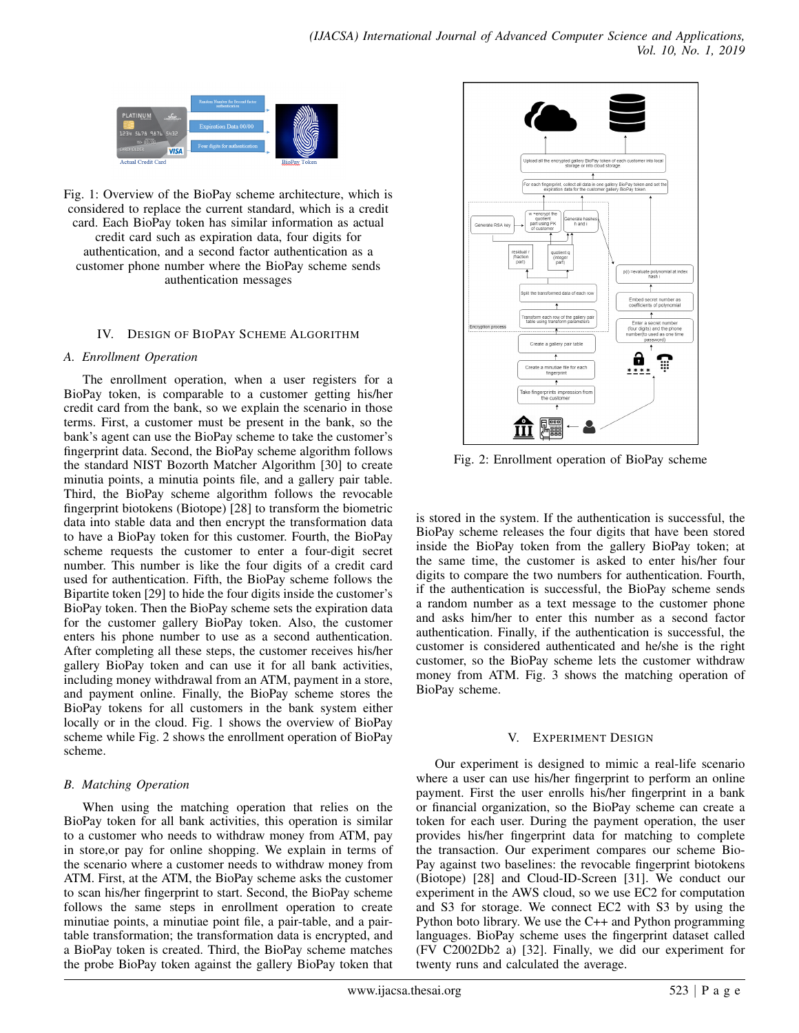Fig. 1: Overview of the BioPay scheme architecture, which is considered to replace the current standard, which is a credit card. Each BioPay token has similar information as actual credit card such as expiration data, four digits for authentication, and a second factor authentication as a customer phone number where the BioPay scheme sends authentication messages

## IV. DESIGN OF BIOPAY SCHEME ALGORITHM

### A. Enrollment Operation

The enrollment operation, when a user registers for a BioPay token, is comparable to a customer getting his/her credit card from the bank, so we explain the scenario in those terms. First, a customer must be present in the bank, so the bank's agent can use the BioPay scheme to take the customer's fingerprint data. Second, the BioPay scheme algorithm follows the standard NIST Bozorth Matcher Algorithm [30] to create minutia points, a minutia points file, and a gallery pair table. Third, the BioPay scheme algorithm follows the revocable fingerprint biotokens (Biotope) [28] to transform the biometric data into stable data and then encrypt the transformation data to have a BioPay token for this customer. Fourth, the BioPay scheme requests the customer to enter a four-digit secret number. This number is like the four digits of a credit card used for authentication. Fifth, the BioPay scheme follows the Bipartite token [29] to hide the four digits inside the customer's BioPay token. Then the BioPay scheme sets the expiration data for the customer gallery BioPay token. Also, the customer enters his phone number to use as a second authentication. After completing all these steps, the customer receives his/her gallery BioPay token and can use it for all bank activities, including money withdrawal from an ATM, payment in a store, and payment online. Finally, the BioPay scheme stores the BioPay tokens for all customers in the bank system either locally or in the cloud. Fig. 1 shows the overview of BioPay scheme while Fig. 2 shows the enrollment operation of BioPay scheme.

### B. Matching Operation

When using the matching operation that relies on the BioPay token for all bank activities, this operation is similar to a customer who needs to withdraw money from ATM, pay in store,or pay for online shopping. We explain in terms of the scenario where a customer needs to withdraw money from ATM. First, at the ATM, the BioPay scheme asks the customer to scan his/her fingerprint to start. Second, the BioPay scheme follows the same steps in enrollment operation to create minutiae points, a minutiae point file, a pair-table, and a pair-table transformation; the transformation data is encrypted, and a BioPay token is created. Third, the BioPay scheme matches the probe BioPay token against the gallery BioPay token that is stored in the system. If the authentication is successful, the BioPay scheme releases the four digits that have been stored inside the BioPay token from the gallery BioPay token; at the same time, the customer is asked to enter his/her four digits to compare the two numbers for authentication. Fourth, if the authentication is successful, the BioPay scheme sends a random number as a text message to the customer phone and asks him/her to enter this number as a second factor authentication. Finally, if the authentication is successful, the customer is considered authenticated and he/she is the right customer, so the BioPay scheme lets the customer withdraw money from ATM. Fig. 3 shows the matching operation of BioPay scheme.

Fig. 2: Enrollment operation of BioPay scheme

## V. EXPERIMENT DESIGN

Our experiment is designed to mimic a real-life scenario where a user can use his/her fingerprint to perform an online payment. First the user enrolls his/her fingerprint in a bank or financial organization, so the BioPay scheme can create a token for each user. During the payment operation, the user provides his/her fingerprint data for matching to complete the transaction. Our experiment compares our scheme BioPay against two baselines: the revocable fingerprint biotokens (Biotope) [28] and Cloud-ID-Screen [31]. We conduct our experiment in the AWS cloud, so we use EC2 for computation and S3 for storage. We connect EC2 with S3 by using the Python boto library. We use the C++ and Python programming languages. BioPay scheme uses the fingerprint dataset called (FV C2002Db2 a) [32]. Finally, we did our experiment for twenty runs and calculated the average.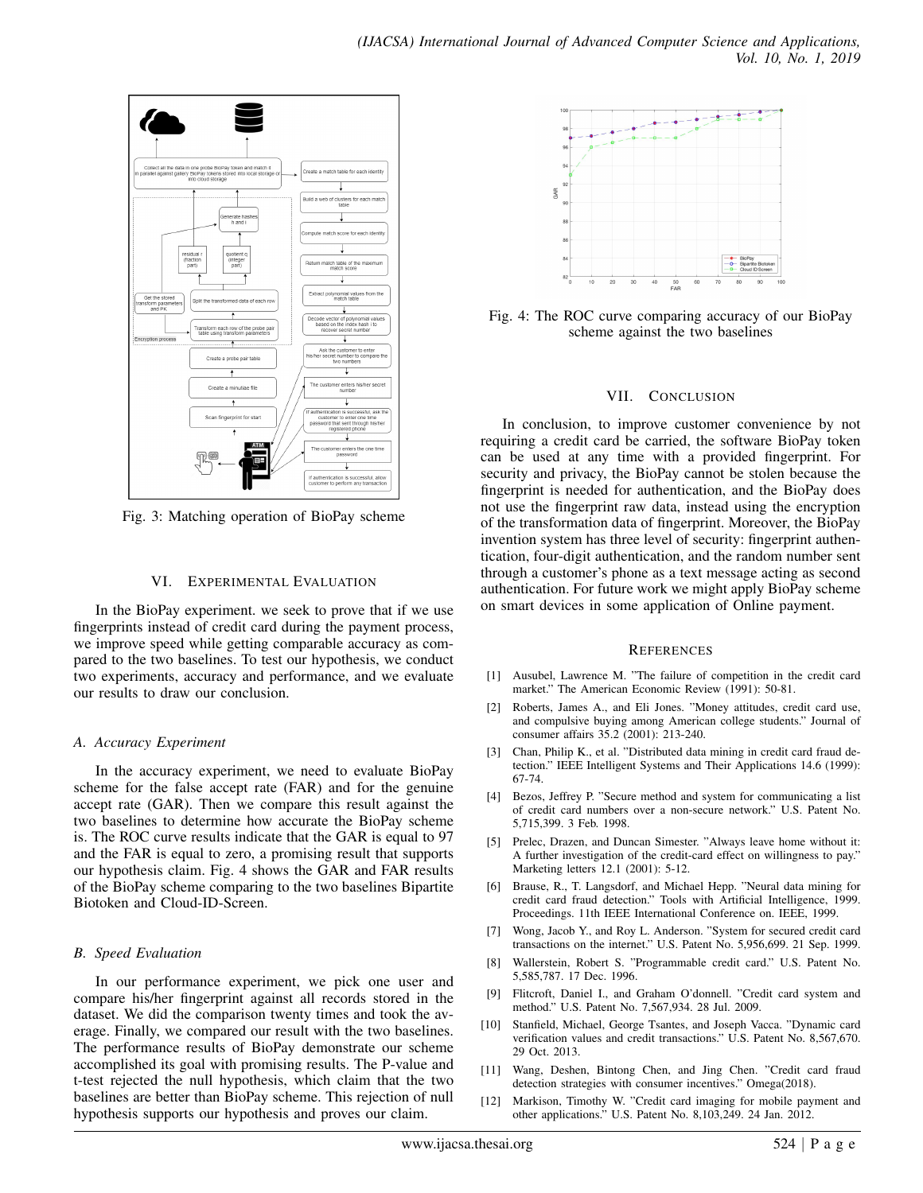Fig. 3: Matching operation of BioPay scheme

## VI. Experimental Evaluation

In the BioPay experiment. we seek to prove that if we use fingerprints instead of credit card during the payment process, we improve speed while getting comparable accuracy as compared to the two baselines. To test our hypothesis, we conduct two experiments, accuracy and performance, and we evaluate our results to draw our conclusion.

### A. Accuracy Experiment

In the accuracy experiment, we need to evaluate BioPay scheme for the false accept rate (FAR) and for the genuine accept rate (GAR). Then we compare this result against the two baselines to determine how accurate the BioPay scheme is. The ROC curve results indicate that the GAR is equal to 97 and the FAR is equal to zero, a promising result that supports our hypothesis claim. Fig. 4 shows the GAR and FAR results of the BioPay scheme comparing to the two baselines Bipartite Biotoken and Cloud-ID-Screen.

### B. Speed Evaluation

In our performance experiment, we pick one user and compare his/her fingerprint against all records stored in the dataset. We did the comparison twenty times and took the average. Finally, we compared our result with the two baselines. The performance results of BioPay demonstrate our scheme accomplished its goal with promising results. The P-value and t-test rejected the null hypothesis, which claim that the two baselines are better than BioPay scheme. This rejection of null hypothesis supports our hypothesis and proves our claim.

Fig. 4: The ROC curve comparing accuracy of our BioPay scheme against the two baselines

## VII. Conclusion

In conclusion, to improve customer convenience by not requiring a credit card be carried, the software BioPay token can be used at any time with a provided fingerprint. For security and privacy, the BioPay cannot be stolen because the fingerprint is needed for authentication, and the BioPay does not use the fingerprint raw data, instead using the encryption of the transformation data of fingerprint. Moreover, the BioPay invention system has three level of security: fingerprint authentication, four-digit authentication, and the random number sent through a customer's phone as a text message acting as second authentication. For future work we might apply BioPay scheme on smart devices in some application of Online payment.

## References

[1] Ausubel, Lawrence M. "The failure of competition in the credit card market." The American Economic Review (1991): 50-81.

[2] Roberts, James A., and Eli Jones. "Money attitudes, credit card use, and compulsive buying among American college students." Journal of consumer affairs 35.2 (2001): 213-240.

[3] Chan, Philip K., et al. "Distributed data mining in credit card fraud detection." IEEE Intelligent Systems and Their Applications 14.6 (1999): 67-74.

[4] Bezos, Jeffrey P. "Secure method and system for communicating a list of credit card numbers over a non-secure network." U.S. Patent No. 5,715,399. 3 Feb. 1998.

[5] Prelec, Drazen, and Duncan Simester. "Always leave home without it: A further investigation of the credit-card effect on willingness to pay." Marketing letters 12.1 (2001): 5-12.

[6] Brause, R., T. Langsdorf, and Michael Hepp. "Neural data mining for credit card fraud detection." Tools with Artificial Intelligence, 1999. Proceedings. 11th IEEE International Conference on. IEEE, 1999.

[7] Wong, Jacob Y., and Roy L. Anderson. "System for secured credit card transactions on the internet." U.S. Patent No. 5,956,699. 21 Sep. 1999.

[8] Wallerstein, Robert S. "Programmable credit card." U.S. Patent No. 5,585,787. 17 Dec. 1996.

[9] Flitcroft, Daniel I., and Graham O'donnell. "Credit card system and method." U.S. Patent No. 7,567,934. 28 Jul. 2009.

[10] Stanfield, Michael, George Tsantes, and Joseph Vacca. "Dynamic card verification values and credit transactions." U.S. Patent No. 8,567,670. 29 Oct. 2013.

[11] Wang, Deshen, Bintong Chen, and Jing Chen. "Credit card fraud detection strategies with consumer incentives." Omega(2018).

[12] Markison, Timothy W. "Credit card imaging for mobile payment and other applications." U.S. Patent No. 8,103,249. 24 Jan. 2012.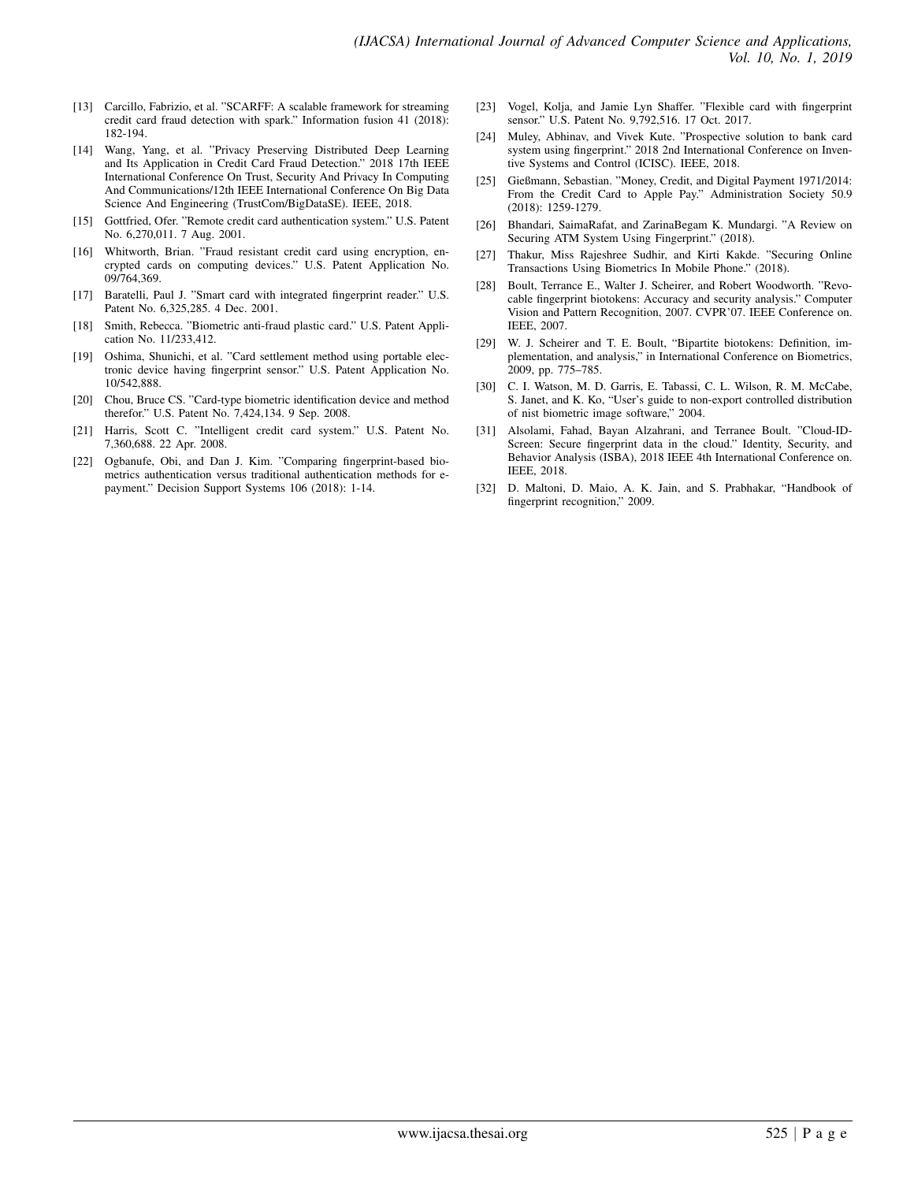[13] Carcillo, Fabrizio, et al. "SCARFF: A scalable framework for streaming credit card fraud detection with spark." Information fusion 41 (2018): 182-194.

[14] Wang, Yang, et al. "Privacy Preserving Distributed Deep Learning and Its Application in Credit Card Fraud Detection." 2018 17th IEEE International Conference On Trust, Security And Privacy In Computing And Communications/12th IEEE International Conference On Big Data Science And Engineering (TrustCom/BigDataSE). IEEE, 2018.

[15] Gottfried, Ofer. "Remote credit card authentication system." U.S. Patent No. 6,270,011. 7 Aug. 2001.

[16] Whitworth, Brian. "Fraud resistant credit card using encryption, encrypted cards on computing devices." U.S. Patent Application No. 09/764,369.

[17] Baratelli, Paul J. "Smart card with integrated fingerprint reader." U.S. Patent No. 6,325,285. 4 Dec. 2001.

[18] Smith, Rebecca. "Biometric anti-fraud plastic card." U.S. Patent Application No. 11/233,412.

[19] Oshima, Shunichi, et al. "Card settlement method using portable electronic device having fingerprint sensor." U.S. Patent Application No. 10/542,888.

[20] Chou, Bruce CS. "Card-type biometric identification device and method therefor." U.S. Patent No. 7,424,134. 9 Sep. 2008.

[21] Harris, Scott C. "Intelligent credit card system." U.S. Patent No. 7,360,688. 22 Apr. 2008.

[22] Ogbanufe, Obi, and Dan J. Kim. "Comparing fingerprint-based biometrics authentication versus traditional authentication methods for e-payment." Decision Support Systems 106 (2018): 1-14.

[23] Vogel, Kolja, and Jamie Lyn Shaffer. "Flexible card with fingerprint sensor." U.S. Patent No. 9,792,516. 17 Oct. 2017.

[24] Muley, Abhinav, and Vivek Kute. "Prospective solution to bank card system using fingerprint." 2018 2nd International Conference on Inventive Systems and Control (ICISC). IEEE, 2018.

[25] Gießmann, Sebastian. "Money, Credit, and Digital Payment 1971/2014: From the Credit Card to Apple Pay." Administration Society 50.9 (2018): 1259-1279.

[26] Bhandari, SaimaRafat, and ZarinaBegam K. Mundargi. "A Review on Securing ATM System Using Fingerprint." (2018).

[27] Thakur, Miss Rajeshree Sudhir, and Kirti Kakde. "Securing Online Transactions Using Biometrics In Mobile Phone." (2018).

[28] Boult, Terrance E., Walter J. Scheirer, and Robert Woodworth. "Revocable fingerprint biotokens: Accuracy and security analysis." Computer Vision and Pattern Recognition, 2007. CVPR'07. IEEE Conference on. IEEE, 2007.

[29] W. J. Scheirer and T. E. Boult, "Bipartite biotokens: Definition, implementation, and analysis," in International Conference on Biometrics, 2009, pp. 775–785.

[30] C. I. Watson, M. D. Garris, E. Tabassi, C. L. Wilson, R. M. McCabe, S. Janet, and K. Ko, "User's guide to non-export controlled distribution of nist biometric image software," 2004.

[31] Alsolami, Fahad, Bayan Alzahrani, and Terranee Boult. "Cloud-ID-Screen: Secure fingerprint data in the cloud." Identity, Security, and Behavior Analysis (ISBA), 2018 IEEE 4th International Conference on. IEEE, 2018.

[32] D. Maltoni, D. Maio, A. K. Jain, and S. Prabhakar, "Handbook of fingerprint recognition," 2009.